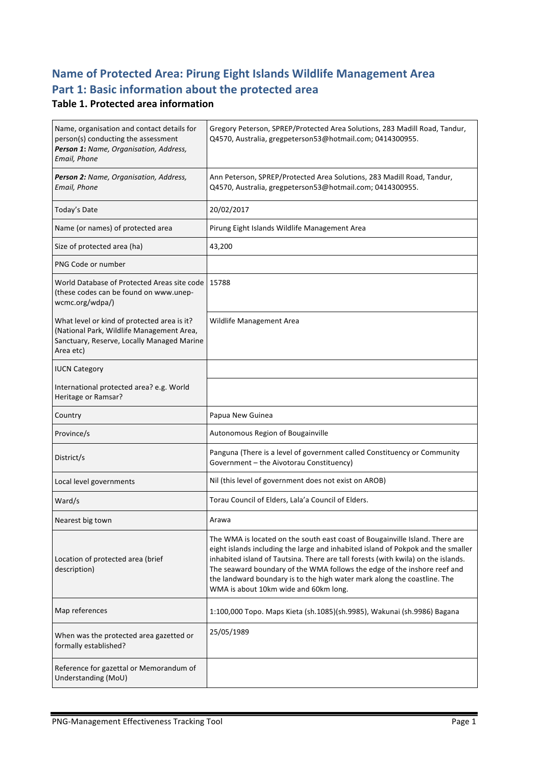# Name of Protected Area: Pirung Eight Islands Wildlife Management Area

# Part 1: Basic information about the protected area

### Table 1. Protected area information

| | |
|---|---|
| Name, organisation and contact details for person(s) conducting the assessment<br>***Person 1**: Name, Organisation, Address, Email, Phone* | Gregory Peterson, SPREP/Protected Area Solutions, 283 Madill Road, Tandur, Q4570, Australia, gregpeterson53@hotmail.com; 0414300955. |
| ***Person 2:** Name, Organisation, Address, Email, Phone* | Ann Peterson, SPREP/Protected Area Solutions, 283 Madill Road, Tandur, Q4570, Australia, gregpeterson53@hotmail.com; 0414300955. |
| Today's Date | 20/02/2017 |
| Name (or names) of protected area | Pirung Eight Islands Wildlife Management Area |
| Size of protected area (ha) | 43,200 |
| PNG Code or number | |
| World Database of Protected Areas site code (these codes can be found on www.unep-wcmc.org/wdpa/) | 15788 |
| What level or kind of protected area is it? (National Park, Wildlife Management Area, Sanctuary, Reserve, Locally Managed Marine Area etc) | Wildlife Management Area |
| IUCN Category | |
| International protected area? e.g. World Heritage or Ramsar? | |
| Country | Papua New Guinea |
| Province/s | Autonomous Region of Bougainville |
| District/s | Panguna (There is a level of government called Constituency or Community Government – the Aivotorau Constituency) |
| Local level governments | Nil (this level of government does not exist on AROB) |
| Ward/s | Torau Council of Elders, Lala'a Council of Elders. |
| Nearest big town | Arawa |
| Location of protected area (brief description) | The WMA is located on the south east coast of Bougainville Island. There are eight islands including the large and inhabited island of Pokpok and the smaller inhabited island of Tautsina. There are tall forests (with kwila) on the islands. The seaward boundary of the WMA follows the edge of the inshore reef and the landward boundary is to the high water mark along the coastline. The WMA is about 10km wide and 60km long. |
| Map references | 1:100,000 Topo. Maps Kieta (sh.1085)(sh.9985), Wakunai (sh.9986) Bagana |
| When was the protected area gazetted or formally established? | 25/05/1989 |
| Reference for gazettal or Memorandum of Understanding (MoU) | |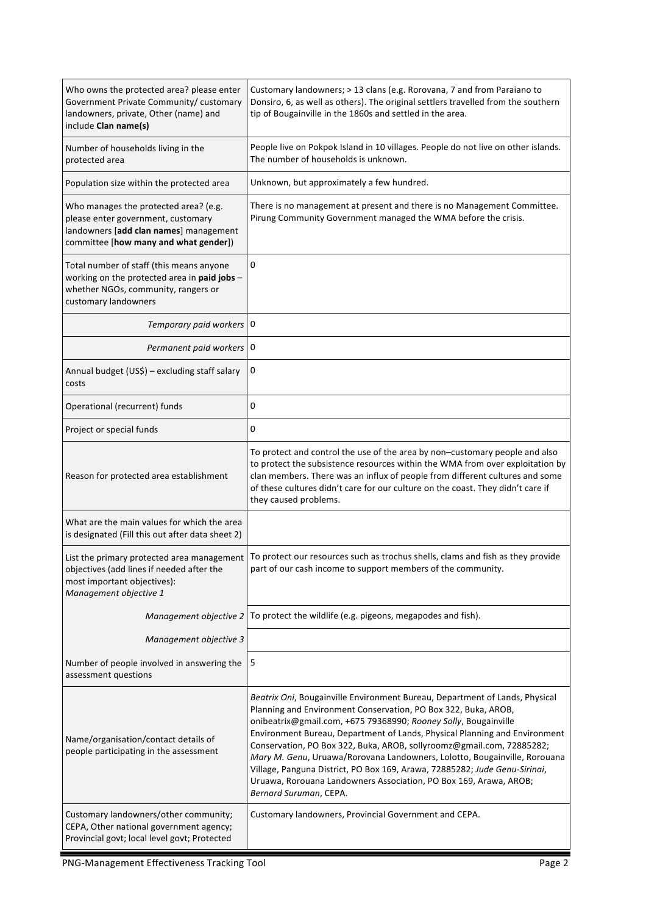| | |
|---|---|
| Who owns the protected area? please enter Government Private Community/ customary landowners, private, Other (name) and include **Clan name(s)** | Customary landowners; > 13 clans (e.g. Rorovana, 7 and from Paraiano to Donsiro, 6, as well as others). The original settlers travelled from the southern tip of Bougainville in the 1860s and settled in the area. |
| Number of households living in the protected area | People live on Pokpok Island in 10 villages. People do not live on other islands. The number of households is unknown. |
| Population size within the protected area | Unknown, but approximately a few hundred. |
| Who manages the protected area? (e.g. please enter government, customary landowners [**add clan names**] management committee [**how many and what gender**]) | There is no management at present and there is no Management Committee. Pirung Community Government managed the WMA before the crisis. |
| Total number of staff (this means anyone working on the protected area in **paid jobs** – whether NGOs, community, rangers or customary landowners | 0 |
| *Temporary paid workers* | 0 |
| *Permanent paid workers* | 0 |
| Annual budget (US$) **–** excluding staff salary costs | 0 |
| Operational (recurrent) funds | 0 |
| Project or special funds | 0 |
| Reason for protected area establishment | To protect and control the use of the area by non–customary people and also to protect the subsistence resources within the WMA from over exploitation by clan members. There was an influx of people from different cultures and some of these cultures didn't care for our culture on the coast. They didn't care if they caused problems. |
| What are the main values for which the area is designated (Fill this out after data sheet 2) | |
| List the primary protected area management objectives (add lines if needed after the most important objectives): *Management objective 1* | To protect our resources such as trochus shells, clams and fish as they provide part of our cash income to support members of the community. |
| *Management objective 2* | To protect the wildlife (e.g. pigeons, megapodes and fish). |
| *Management objective 3* | |
| Number of people involved in answering the assessment questions | 5 |
| Name/organisation/contact details of people participating in the assessment | *Beatrix Oni*, Bougainville Environment Bureau, Department of Lands, Physical Planning and Environment Conservation, PO Box 322, Buka, AROB, onibeatrix@gmail.com, +675 79368990; *Rooney Solly*, Bougainville Environment Bureau, Department of Lands, Physical Planning and Environment Conservation, PO Box 322, Buka, AROB, sollyroomz@gmail.com, 72885282; *Mary M. Genu*, Uruawa/Rorovana Landowners, Lolotto, Bougainville, Rorouana Village, Panguna District, PO Box 169, Arawa, 72885282; *Jude Genu-Sirinai*, Uruawa, Rorouana Landowners Association, PO Box 169, Arawa, AROB; *Bernard Suruman*, CEPA. |
| Customary landowners/other community; CEPA, Other national government agency; Provincial govt; local level govt; Protected | Customary landowners, Provincial Government and CEPA. |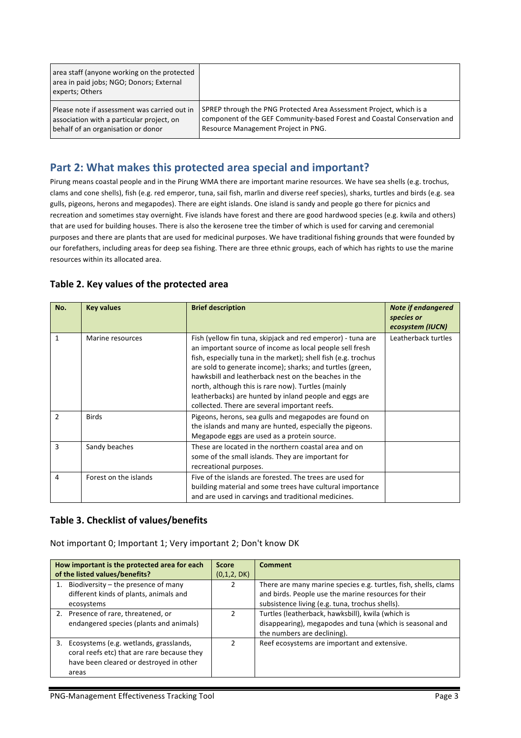| area staff (anyone working on the protected area in paid jobs; NGO; Donors; External experts; Others | |
|---|---|
| Please note if assessment was carried out in association with a particular project, on behalf of an organisation or donor | SPREP through the PNG Protected Area Assessment Project, which is a component of the GEF Community-based Forest and Coastal Conservation and Resource Management Project in PNG. |

## Part 2: What makes this protected area special and important?

Pirung means coastal people and in the Pirung WMA there are important marine resources. We have sea shells (e.g. trochus, clams and cone shells), fish (e.g. red emperor, tuna, sail fish, marlin and diverse reef species), sharks, turtles and birds (e.g. sea gulls, pigeons, herons and megapodes). There are eight islands. One island is sandy and people go there for picnics and recreation and sometimes stay overnight. Five islands have forest and there are good hardwood species (e.g. kwila and others) that are used for building houses. There is also the kerosene tree the timber of which is used for carving and ceremonial purposes and there are plants that are used for medicinal purposes. We have traditional fishing grounds that were founded by our forefathers, including areas for deep sea fishing. There are three ethnic groups, each of which has rights to use the marine resources within its allocated area.

### Table 2. Key values of the protected area

| No. | Key values | Brief description | *Note if endangered species or ecosystem (IUCN)* |
|---|---|---|---|
| 1 | Marine resources | Fish (yellow fin tuna, skipjack and red emperor) - tuna are an important source of income as local people sell fresh fish, especially tuna in the market); shell fish (e.g. trochus are sold to generate income); sharks; and turtles (green, hawksbill and leatherback nest on the beaches in the north, although this is rare now). Turtles (mainly leatherbacks) are hunted by inland people and eggs are collected. There are several important reefs. | Leatherback turtles |
| 2 | Birds | Pigeons, herons, sea gulls and megapodes are found on the islands and many are hunted, especially the pigeons. Megapode eggs are used as a protein source. | |
| 3 | Sandy beaches | These are located in the northern coastal area and on some of the small islands. They are important for recreational purposes. | |
| 4 | Forest on the islands | Five of the islands are forested. The trees are used for building material and some trees have cultural importance and are used in carvings and traditional medicines. | |

### Table 3. Checklist of values/benefits

Not important 0; Important 1; Very important 2; Don't know DK

| How important is the protected area for each of the listed values/benefits? | Score (0,1,2, DK) | Comment |
|---|---|---|
| 1. Biodiversity – the presence of many different kinds of plants, animals and ecosystems | 2 | There are many marine species e.g. turtles, fish, shells, clams and birds. People use the marine resources for their subsistence living (e.g. tuna, trochus shells). |
| 2. Presence of rare, threatened, or endangered species (plants and animals) | 2 | Turtles (leatherback, hawksbill), kwila (which is disappearing), megapodes and tuna (which is seasonal and the numbers are declining). |
| 3. Ecosystems (e.g. wetlands, grasslands, coral reefs etc) that are rare because they have been cleared or destroyed in other areas | 2 | Reef ecosystems are important and extensive. |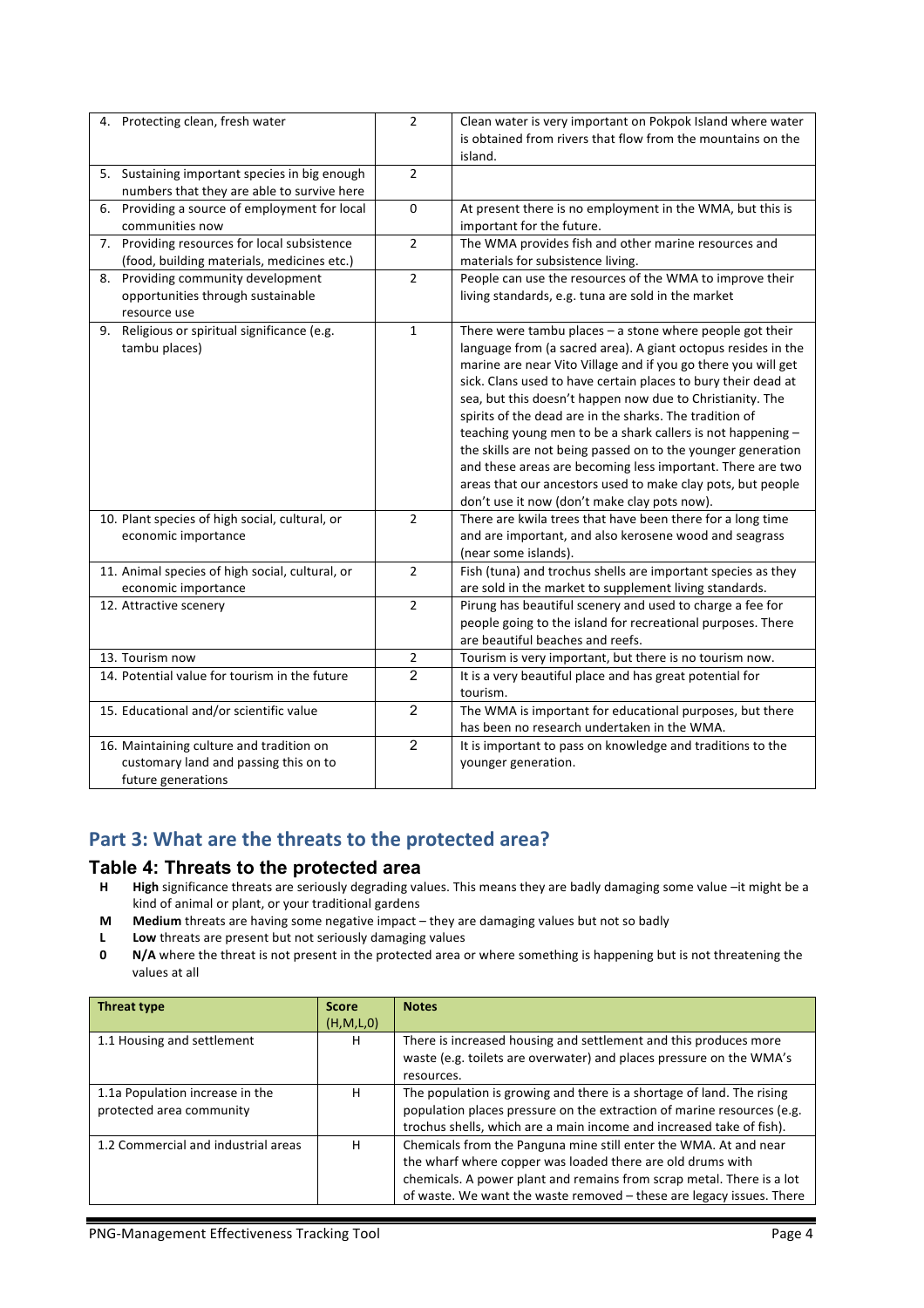| | | |
|---|---|---|
| 4. Protecting clean, fresh water | 2 | Clean water is very important on Pokpok Island where water is obtained from rivers that flow from the mountains on the island. |
| 5. Sustaining important species in big enough numbers that they are able to survive here | 2 | |
| 6. Providing a source of employment for local communities now | 0 | At present there is no employment in the WMA, but this is important for the future. |
| 7. Providing resources for local subsistence (food, building materials, medicines etc.) | 2 | The WMA provides fish and other marine resources and materials for subsistence living. |
| 8. Providing community development opportunities through sustainable resource use | 2 | People can use the resources of the WMA to improve their living standards, e.g. tuna are sold in the market |
| 9. Religious or spiritual significance (e.g. tambu places) | 1 | There were tambu places – a stone where people got their language from (a sacred area). A giant octopus resides in the marine are near Vito Village and if you go there you will get sick. Clans used to have certain places to bury their dead at sea, but this doesn't happen now due to Christianity. The spirits of the dead are in the sharks. The tradition of teaching young men to be a shark callers is not happening – the skills are not being passed on to the younger generation and these areas are becoming less important. There are two areas that our ancestors used to make clay pots, but people don't use it now (don't make clay pots now). |
| 10. Plant species of high social, cultural, or economic importance | 2 | There are kwila trees that have been there for a long time and are important, and also kerosene wood and seagrass (near some islands). |
| 11. Animal species of high social, cultural, or economic importance | 2 | Fish (tuna) and trochus shells are important species as they are sold in the market to supplement living standards. |
| 12. Attractive scenery | 2 | Pirung has beautiful scenery and used to charge a fee for people going to the island for recreational purposes. There are beautiful beaches and reefs. |
| 13. Tourism now | 2 | Tourism is very important, but there is no tourism now. |
| 14. Potential value for tourism in the future | 2 | It is a very beautiful place and has great potential for tourism. |
| 15. Educational and/or scientific value | 2 | The WMA is important for educational purposes, but there has been no research undertaken in the WMA. |
| 16. Maintaining culture and tradition on customary land and passing this on to future generations | 2 | It is important to pass on knowledge and traditions to the younger generation. |

## Part 3: What are the threats to the protected area?

### Table 4: Threats to the protected area

- **H** **High** significance threats are seriously degrading values. This means they are badly damaging some value –it might be a kind of animal or plant, or your traditional gardens
- **M** **Medium** threats are having some negative impact – they are damaging values but not so badly
- **L** **Low** threats are present but not seriously damaging values
- **0** **N/A** where the threat is not present in the protected area or where something is happening but is not threatening the values at all

| Threat type | Score (H,M,L,0) | Notes |
|---|---|---|
| 1.1 Housing and settlement | H | There is increased housing and settlement and this produces more waste (e.g. toilets are overwater) and places pressure on the WMA's resources. |
| 1.1a Population increase in the protected area community | H | The population is growing and there is a shortage of land. The rising population places pressure on the extraction of marine resources (e.g. trochus shells, which are a main income and increased take of fish). |
| 1.2 Commercial and industrial areas | H | Chemicals from the Panguna mine still enter the WMA. At and near the wharf where copper was loaded there are old drums with chemicals. A power plant and remains from scrap metal. There is a lot of waste. We want the waste removed – these are legacy issues. There |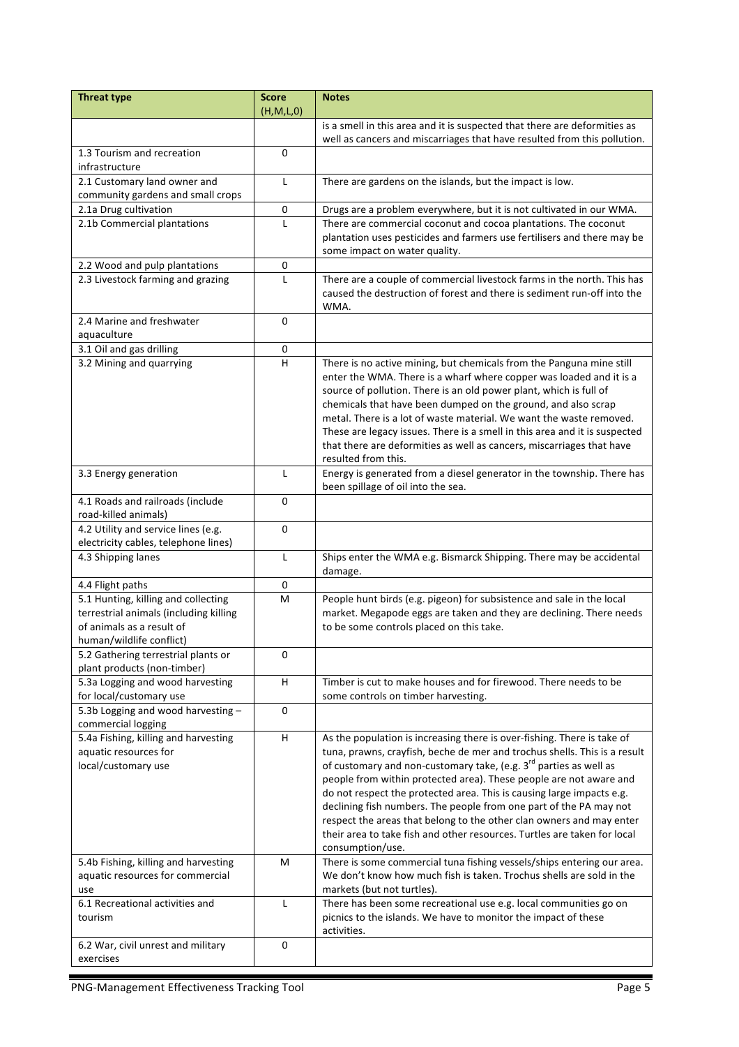| Threat type | Score (H,M,L,0) | Notes |
|---|---|---|
| | | is a smell in this area and it is suspected that there are deformities as well as cancers and miscarriages that have resulted from this pollution. |
| 1.3 Tourism and recreation infrastructure | 0 | |
| 2.1 Customary land owner and community gardens and small crops | L | There are gardens on the islands, but the impact is low. |
| 2.1a Drug cultivation | 0 | Drugs are a problem everywhere, but it is not cultivated in our WMA. |
| 2.1b Commercial plantations | L | There are commercial coconut and cocoa plantations. The coconut plantation uses pesticides and farmers use fertilisers and there may be some impact on water quality. |
| 2.2 Wood and pulp plantations | 0 | |
| 2.3 Livestock farming and grazing | L | There are a couple of commercial livestock farms in the north. This has caused the destruction of forest and there is sediment run-off into the WMA. |
| 2.4 Marine and freshwater aquaculture | 0 | |
| 3.1 Oil and gas drilling | 0 | |
| 3.2 Mining and quarrying | H | There is no active mining, but chemicals from the Panguna mine still enter the WMA. There is a wharf where copper was loaded and it is a source of pollution. There is an old power plant, which is full of chemicals that have been dumped on the ground, and also scrap metal. There is a lot of waste material. We want the waste removed. These are legacy issues. There is a smell in this area and it is suspected that there are deformities as well as cancers, miscarriages that have resulted from this. |
| 3.3 Energy generation | L | Energy is generated from a diesel generator in the township. There has been spillage of oil into the sea. |
| 4.1 Roads and railroads (include road-killed animals) | 0 | |
| 4.2 Utility and service lines (e.g. electricity cables, telephone lines) | 0 | |
| 4.3 Shipping lanes | L | Ships enter the WMA e.g. Bismarck Shipping. There may be accidental damage. |
| 4.4 Flight paths | 0 | |
| 5.1 Hunting, killing and collecting terrestrial animals (including killing of animals as a result of human/wildlife conflict) | M | People hunt birds (e.g. pigeon) for subsistence and sale in the local market. Megapode eggs are taken and they are declining. There needs to be some controls placed on this take. |
| 5.2 Gathering terrestrial plants or plant products (non-timber) | 0 | |
| 5.3a Logging and wood harvesting for local/customary use | H | Timber is cut to make houses and for firewood. There needs to be some controls on timber harvesting. |
| 5.3b Logging and wood harvesting – commercial logging | 0 | |
| 5.4a Fishing, killing and harvesting aquatic resources for local/customary use | H | As the population is increasing there is over-fishing. There is take of tuna, prawns, crayfish, beche de mer and trochus shells. This is a result of customary and non-customary take, (e.g. 3rd parties as well as people from within protected area). These people are not aware and do not respect the protected area. This is causing large impacts e.g. declining fish numbers. The people from one part of the PA may not respect the areas that belong to the other clan owners and may enter their area to take fish and other resources. Turtles are taken for local consumption/use. |
| 5.4b Fishing, killing and harvesting aquatic resources for commercial use | M | There is some commercial tuna fishing vessels/ships entering our area. We don't know how much fish is taken. Trochus shells are sold in the markets (but not turtles). |
| 6.1 Recreational activities and tourism | L | There has been some recreational use e.g. local communities go on picnics to the islands. We have to monitor the impact of these activities. |
| 6.2 War, civil unrest and military exercises | 0 | |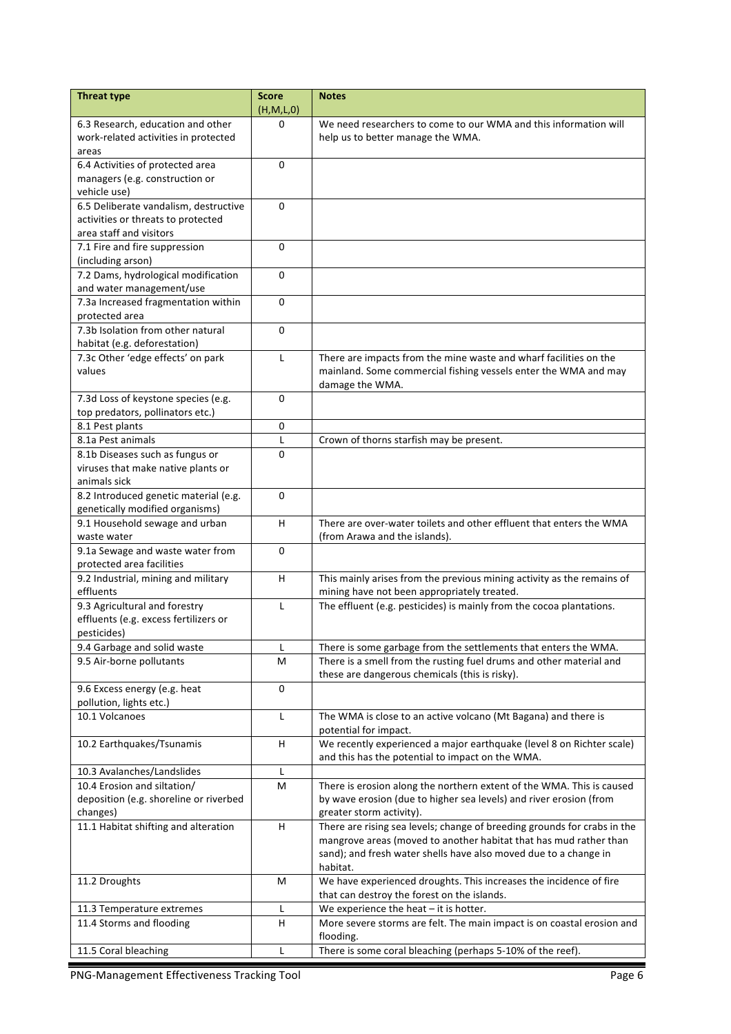| Threat type | Score (H,M,L,0) | Notes |
|---|---|---|
| 6.3 Research, education and other work-related activities in protected areas | 0 | We need researchers to come to our WMA and this information will help us to better manage the WMA. |
| 6.4 Activities of protected area managers (e.g. construction or vehicle use) | 0 | |
| 6.5 Deliberate vandalism, destructive activities or threats to protected area staff and visitors | 0 | |
| 7.1 Fire and fire suppression (including arson) | 0 | |
| 7.2 Dams, hydrological modification and water management/use | 0 | |
| 7.3a Increased fragmentation within protected area | 0 | |
| 7.3b Isolation from other natural habitat (e.g. deforestation) | 0 | |
| 7.3c Other 'edge effects' on park values | L | There are impacts from the mine waste and wharf facilities on the mainland. Some commercial fishing vessels enter the WMA and may damage the WMA. |
| 7.3d Loss of keystone species (e.g. top predators, pollinators etc.) | 0 | |
| 8.1 Pest plants | 0 | |
| 8.1a Pest animals | L | Crown of thorns starfish may be present. |
| 8.1b Diseases such as fungus or viruses that make native plants or animals sick | 0 | |
| 8.2 Introduced genetic material (e.g. genetically modified organisms) | 0 | |
| 9.1 Household sewage and urban waste water | H | There are over-water toilets and other effluent that enters the WMA (from Arawa and the islands). |
| 9.1a Sewage and waste water from protected area facilities | 0 | |
| 9.2 Industrial, mining and military effluents | H | This mainly arises from the previous mining activity as the remains of mining have not been appropriately treated. |
| 9.3 Agricultural and forestry effluents (e.g. excess fertilizers or pesticides) | L | The effluent (e.g. pesticides) is mainly from the cocoa plantations. |
| 9.4 Garbage and solid waste | L | There is some garbage from the settlements that enters the WMA. |
| 9.5 Air-borne pollutants | M | There is a smell from the rusting fuel drums and other material and these are dangerous chemicals (this is risky). |
| 9.6 Excess energy (e.g. heat pollution, lights etc.) | 0 | |
| 10.1 Volcanoes | L | The WMA is close to an active volcano (Mt Bagana) and there is potential for impact. |
| 10.2 Earthquakes/Tsunamis | H | We recently experienced a major earthquake (level 8 on Richter scale) and this has the potential to impact on the WMA. |
| 10.3 Avalanches/Landslides | L | |
| 10.4 Erosion and siltation/ deposition (e.g. shoreline or riverbed changes) | M | There is erosion along the northern extent of the WMA. This is caused by wave erosion (due to higher sea levels) and river erosion (from greater storm activity). |
| 11.1 Habitat shifting and alteration | H | There are rising sea levels; change of breeding grounds for crabs in the mangrove areas (moved to another habitat that has mud rather than sand); and fresh water shells have also moved due to a change in habitat. |
| 11.2 Droughts | M | We have experienced droughts. This increases the incidence of fire that can destroy the forest on the islands. |
| 11.3 Temperature extremes | L | We experience the heat – it is hotter. |
| 11.4 Storms and flooding | H | More severe storms are felt. The main impact is on coastal erosion and flooding. |
| 11.5 Coral bleaching | L | There is some coral bleaching (perhaps 5-10% of the reef). |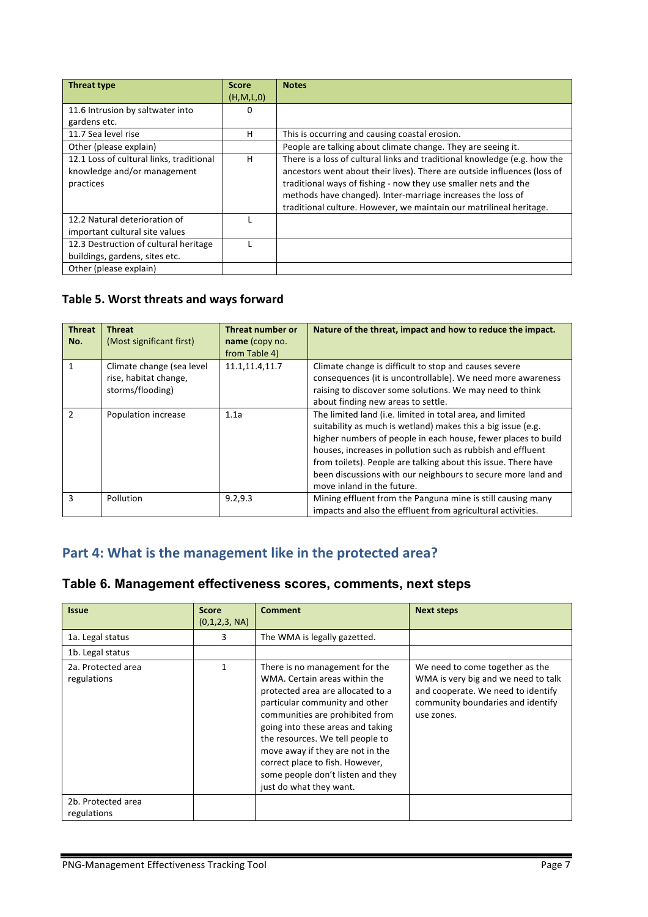| Threat type | Score (H,M,L,0) | Notes |
|---|---|---|
| 11.6 Intrusion by saltwater into gardens etc. | 0 | |
| 11.7 Sea level rise | H | This is occurring and causing coastal erosion. |
| Other (please explain) | | People are talking about climate change. They are seeing it. |
| 12.1 Loss of cultural links, traditional knowledge and/or management practices | H | There is a loss of cultural links and traditional knowledge (e.g. how the ancestors went about their lives). There are outside influences (loss of traditional ways of fishing - now they use smaller nets and the methods have changed). Inter-marriage increases the loss of traditional culture. However, we maintain our matrilineal heritage. |
| 12.2 Natural deterioration of important cultural site values | L | |
| 12.3 Destruction of cultural heritage buildings, gardens, sites etc. | L | |
| Other (please explain) | | |

### Table 5. Worst threats and ways forward

| Threat No. | Threat (Most significant first) | Threat number or name (copy no. from Table 4) | Nature of the threat, impact and how to reduce the impact. |
|---|---|---|---|
| 1 | Climate change (sea level rise, habitat change, storms/flooding) | 11.1,11.4,11.7 | Climate change is difficult to stop and causes severe consequences (it is uncontrollable). We need more awareness raising to discover some solutions. We may need to think about finding new areas to settle. |
| 2 | Population increase | 1.1a | The limited land (i.e. limited in total area, and limited suitability as much is wetland) makes this a big issue (e.g. higher numbers of people in each house, fewer places to build houses, increases in pollution such as rubbish and effluent from toilets). People are talking about this issue. There have been discussions with our neighbours to secure more land and move inland in the future. |
| 3 | Pollution | 9.2,9.3 | Mining effluent from the Panguna mine is still causing many impacts and also the effluent from agricultural activities. |

## Part 4: What is the management like in the protected area?

### Table 6. Management effectiveness scores, comments, next steps

| Issue | Score (0,1,2,3, NA) | Comment | Next steps |
|---|---|---|---|
| 1a. Legal status | 3 | The WMA is legally gazetted. | |
| 1b. Legal status | | | |
| 2a. Protected area regulations | 1 | There is no management for the WMA. Certain areas within the protected area are allocated to a particular community and other communities are prohibited from going into these areas and taking the resources. We tell people to move away if they are not in the correct place to fish. However, some people don't listen and they just do what they want. | We need to come together as the WMA is very big and we need to talk and cooperate. We need to identify community boundaries and identify use zones. |
| 2b. Protected area regulations | | | |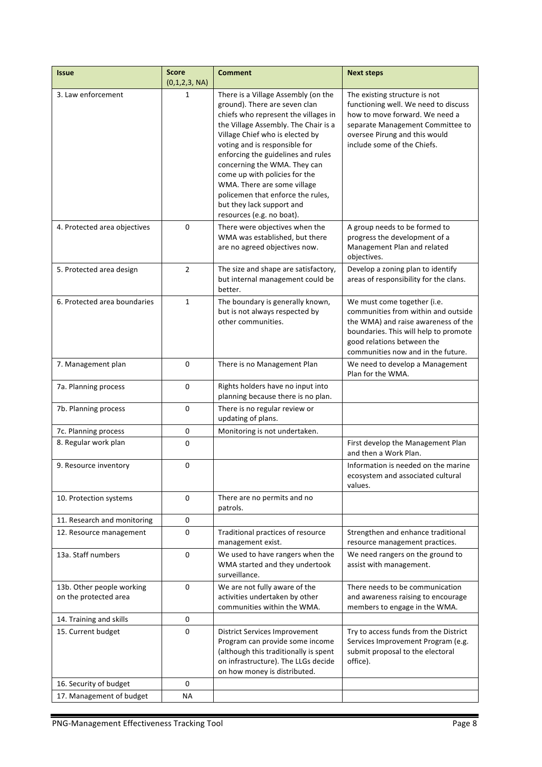| Issue | Score (0,1,2,3, NA) | Comment | Next steps |
|---|---|---|---|
| 3. Law enforcement | 1 | There is a Village Assembly (on the ground). There are seven clan chiefs who represent the villages in the Village Assembly. The Chair is a Village Chief who is elected by voting and is responsible for enforcing the guidelines and rules concerning the WMA. They can come up with policies for the WMA. There are some village policemen that enforce the rules, but they lack support and resources (e.g. no boat). | The existing structure is not functioning well. We need to discuss how to move forward. We need a separate Management Committee to oversee Pirung and this would include some of the Chiefs. |
| 4. Protected area objectives | 0 | There were objectives when the WMA was established, but there are no agreed objectives now. | A group needs to be formed to progress the development of a Management Plan and related objectives. |
| 5. Protected area design | 2 | The size and shape are satisfactory, but internal management could be better. | Develop a zoning plan to identify areas of responsibility for the clans. |
| 6. Protected area boundaries | 1 | The boundary is generally known, but is not always respected by other communities. | We must come together (i.e. communities from within and outside the WMA) and raise awareness of the boundaries. This will help to promote good relations between the communities now and in the future. |
| 7. Management plan | 0 | There is no Management Plan | We need to develop a Management Plan for the WMA. |
| 7a. Planning process | 0 | Rights holders have no input into planning because there is no plan. | |
| 7b. Planning process | 0 | There is no regular review or updating of plans. | |
| 7c. Planning process | 0 | Monitoring is not undertaken. | |
| 8. Regular work plan | 0 | | First develop the Management Plan and then a Work Plan. |
| 9. Resource inventory | 0 | | Information is needed on the marine ecosystem and associated cultural values. |
| 10. Protection systems | 0 | There are no permits and no patrols. | |
| 11. Research and monitoring | 0 | | |
| 12. Resource management | 0 | Traditional practices of resource management exist. | Strengthen and enhance traditional resource management practices. |
| 13a. Staff numbers | 0 | We used to have rangers when the WMA started and they undertook surveillance. | We need rangers on the ground to assist with management. |
| 13b. Other people working on the protected area | 0 | We are not fully aware of the activities undertaken by other communities within the WMA. | There needs to be communication and awareness raising to encourage members to engage in the WMA. |
| 14. Training and skills | 0 | | |
| 15. Current budget | 0 | District Services Improvement Program can provide some income (although this traditionally is spent on infrastructure). The LLGs decide on how money is distributed. | Try to access funds from the District Services Improvement Program (e.g. submit proposal to the electoral office). |
| 16. Security of budget | 0 | | |
| 17. Management of budget | NA | | |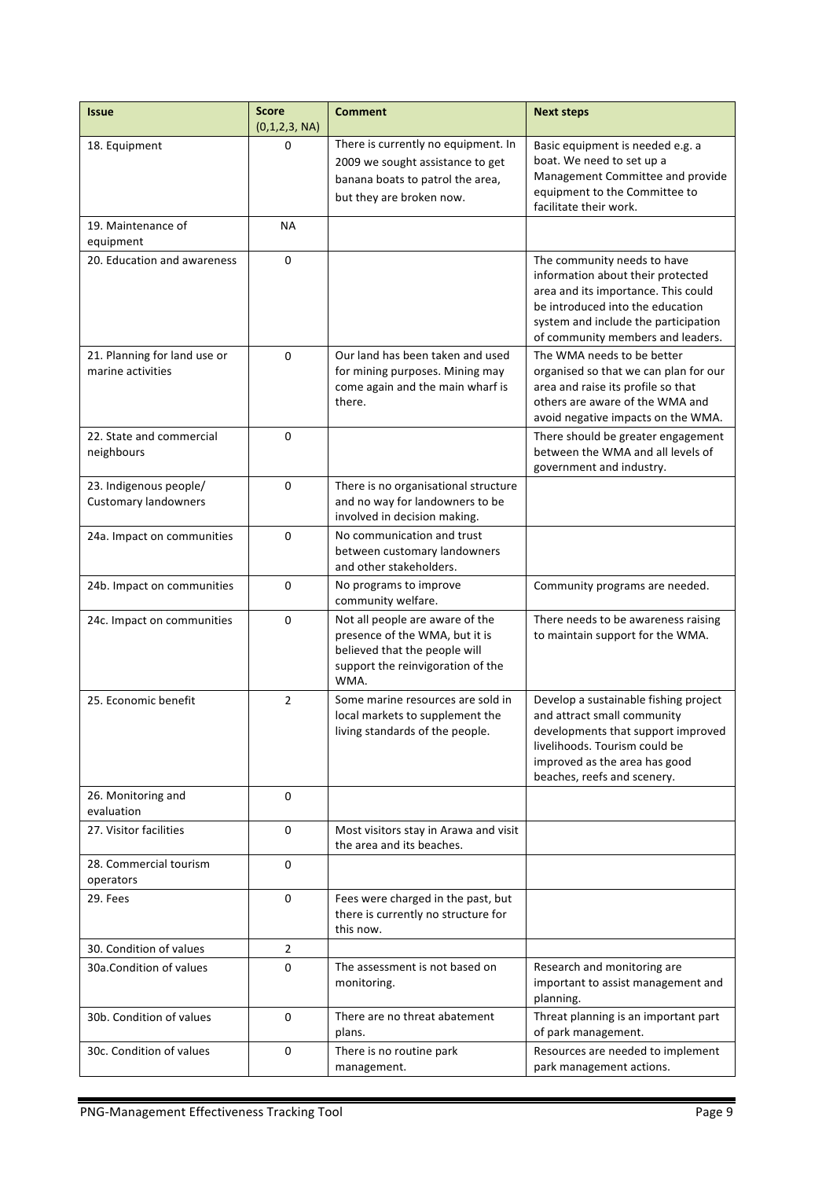| Issue | Score (0,1,2,3, NA) | Comment | Next steps |
|---|---|---|---|
| 18. Equipment | 0 | There is currently no equipment. In 2009 we sought assistance to get banana boats to patrol the area, but they are broken now. | Basic equipment is needed e.g. a boat. We need to set up a Management Committee and provide equipment to the Committee to facilitate their work. |
| 19. Maintenance of equipment | NA | | |
| 20. Education and awareness | 0 | | The community needs to have information about their protected area and its importance. This could be introduced into the education system and include the participation of community members and leaders. |
| 21. Planning for land use or marine activities | 0 | Our land has been taken and used for mining purposes. Mining may come again and the main wharf is there. | The WMA needs to be better organised so that we can plan for our area and raise its profile so that others are aware of the WMA and avoid negative impacts on the WMA. |
| 22. State and commercial neighbours | 0 | | There should be greater engagement between the WMA and all levels of government and industry. |
| 23. Indigenous people/ Customary landowners | 0 | There is no organisational structure and no way for landowners to be involved in decision making. | |
| 24a. Impact on communities | 0 | No communication and trust between customary landowners and other stakeholders. | |
| 24b. Impact on communities | 0 | No programs to improve community welfare. | Community programs are needed. |
| 24c. Impact on communities | 0 | Not all people are aware of the presence of the WMA, but it is believed that the people will support the reinvigoration of the WMA. | There needs to be awareness raising to maintain support for the WMA. |
| 25. Economic benefit | 2 | Some marine resources are sold in local markets to supplement the living standards of the people. | Develop a sustainable fishing project and attract small community developments that support improved livelihoods. Tourism could be improved as the area has good beaches, reefs and scenery. |
| 26. Monitoring and evaluation | 0 | | |
| 27. Visitor facilities | 0 | Most visitors stay in Arawa and visit the area and its beaches. | |
| 28. Commercial tourism operators | 0 | | |
| 29. Fees | 0 | Fees were charged in the past, but there is currently no structure for this now. | |
| 30. Condition of values | 2 | | |
| 30a.Condition of values | 0 | The assessment is not based on monitoring. | Research and monitoring are important to assist management and planning. |
| 30b. Condition of values | 0 | There are no threat abatement plans. | Threat planning is an important part of park management. |
| 30c. Condition of values | 0 | There is no routine park management. | Resources are needed to implement park management actions. |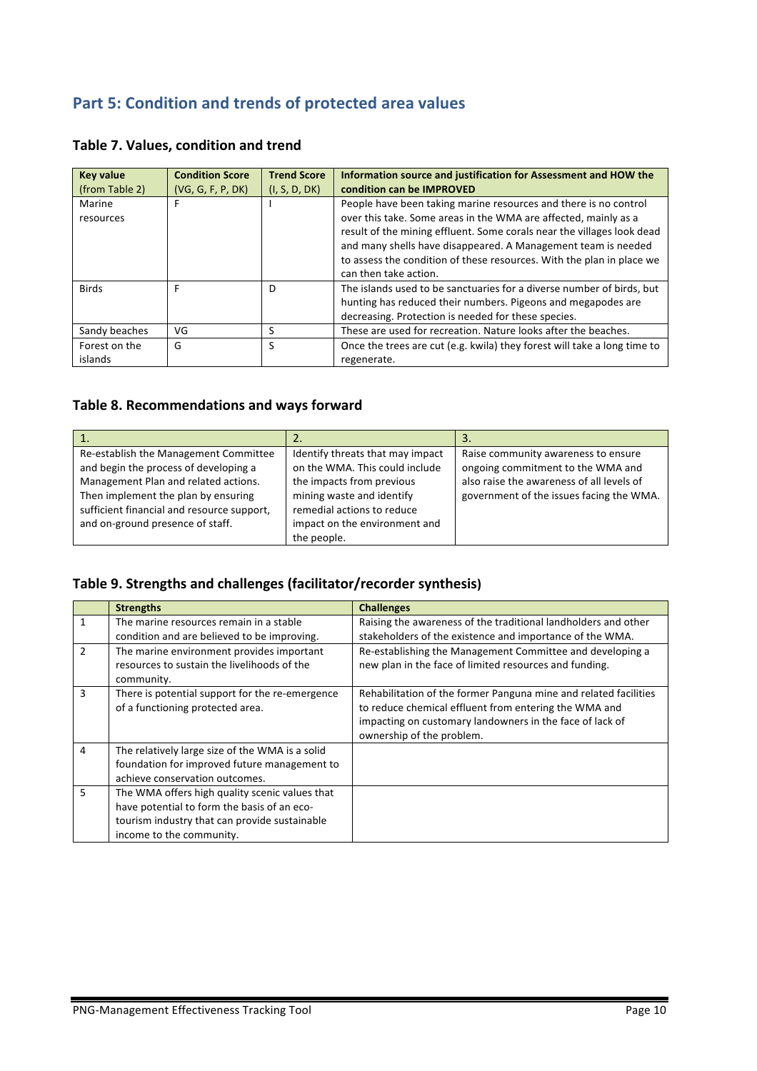## Part 5: Condition and trends of protected area values

### Table 7. Values, condition and trend

| Key value (from Table 2) | Condition Score (VG, G, F, P, DK) | Trend Score (I, S, D, DK) | Information source and justification for Assessment and HOW the condition can be IMPROVED |
|---|---|---|---|
| Marine resources | F | I | People have been taking marine resources and there is no control over this take. Some areas in the WMA are affected, mainly as a result of the mining effluent. Some corals near the villages look dead and many shells have disappeared. A Management team is needed to assess the condition of these resources. With the plan in place we can then take action. |
| Birds | F | D | The islands used to be sanctuaries for a diverse number of birds, but hunting has reduced their numbers. Pigeons and megapodes are decreasing. Protection is needed for these species. |
| Sandy beaches | VG | S | These are used for recreation. Nature looks after the beaches. |
| Forest on the islands | G | S | Once the trees are cut (e.g. kwila) they forest will take a long time to regenerate. |

### Table 8. Recommendations and ways forward

| 1. | 2. | 3. |
|---|---|---|
| Re-establish the Management Committee and begin the process of developing a Management Plan and related actions. Then implement the plan by ensuring sufficient financial and resource support, and on-ground presence of staff. | Identify threats that may impact on the WMA. This could include the impacts from previous mining waste and identify remedial actions to reduce impact on the environment and the people. | Raise community awareness to ensure ongoing commitment to the WMA and also raise the awareness of all levels of government of the issues facing the WMA. |

### Table 9. Strengths and challenges (facilitator/recorder synthesis)

| | Strengths | Challenges |
|---|---|---|
| 1 | The marine resources remain in a stable condition and are believed to be improving. | Raising the awareness of the traditional landholders and other stakeholders of the existence and importance of the WMA. |
| 2 | The marine environment provides important resources to sustain the livelihoods of the community. | Re-establishing the Management Committee and developing a new plan in the face of limited resources and funding. |
| 3 | There is potential support for the re-emergence of a functioning protected area. | Rehabilitation of the former Panguna mine and related facilities to reduce chemical effluent from entering the WMA and impacting on customary landowners in the face of lack of ownership of the problem. |
| 4 | The relatively large size of the WMA is a solid foundation for improved future management to achieve conservation outcomes. | |
| 5 | The WMA offers high quality scenic values that have potential to form the basis of an eco-tourism industry that can provide sustainable income to the community. | |